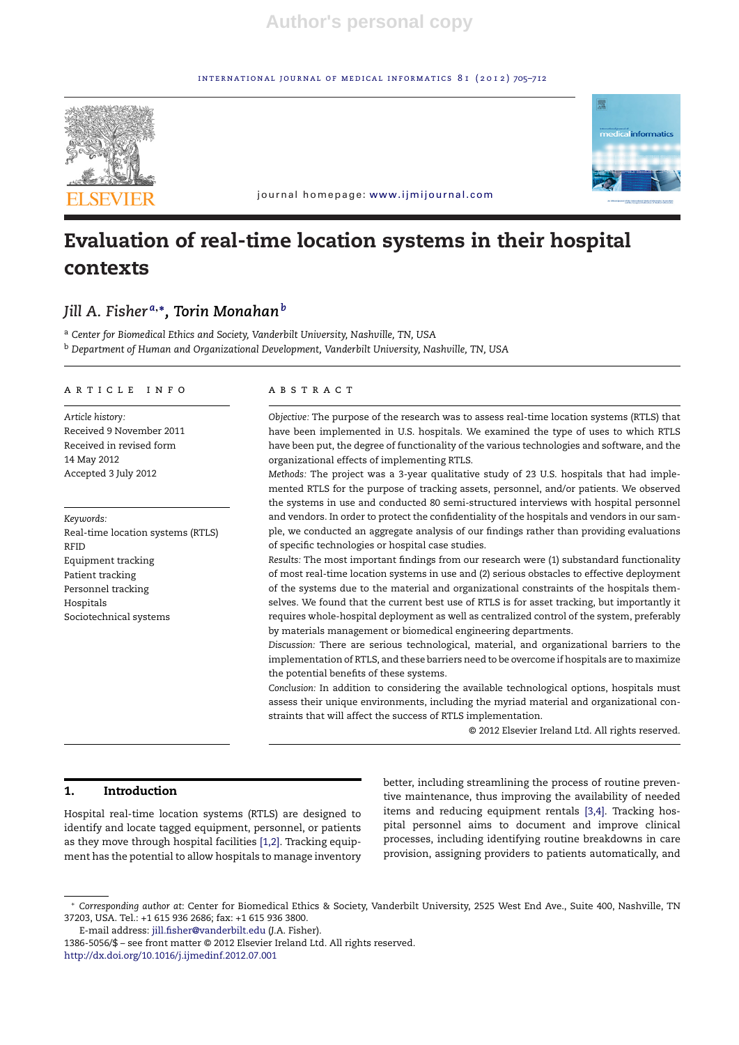# Evaluation of real-time location systems in their hospital contexts

*Jill A. Fisher*[a,*], *Torin Monahan*[b]

[a] *Center for Biomedical Ethics and Society, Vanderbilt University, Nashville, TN, USA*
[b] *Department of Human and Organizational Development, Vanderbilt University, Nashville, TN, USA*

## ARTICLE INFO

*Article history:*
Received 9 November 2011
Received in revised form
14 May 2012
Accepted 3 July 2012

*Keywords:*
Real-time location systems (RTLS)
RFID
Equipment tracking
Patient tracking
Personnel tracking
Hospitals
Sociotechnical systems

## ABSTRACT

*Objective:* The purpose of the research was to assess real-time location systems (RTLS) that have been implemented in U.S. hospitals. We examined the type of uses to which RTLS have been put, the degree of functionality of the various technologies and software, and the organizational effects of implementing RTLS.

*Methods:* The project was a 3-year qualitative study of 23 U.S. hospitals that had implemented RTLS for the purpose of tracking assets, personnel, and/or patients. We observed the systems in use and conducted 80 semi-structured interviews with hospital personnel and vendors. In order to protect the confidentiality of the hospitals and vendors in our sample, we conducted an aggregate analysis of our findings rather than providing evaluations of specific technologies or hospital case studies.

*Results:* The most important findings from our research were (1) substandard functionality of most real-time location systems in use and (2) serious obstacles to effective deployment of the systems due to the material and organizational constraints of the hospitals themselves. We found that the current best use of RTLS is for asset tracking, but importantly it requires whole-hospital deployment as well as centralized control of the system, preferably by materials management or biomedical engineering departments.

*Discussion:* There are serious technological, material, and organizational barriers to the implementation of RTLS, and these barriers need to be overcome if hospitals are to maximize the potential benefits of these systems.

*Conclusion:* In addition to considering the available technological options, hospitals must assess their unique environments, including the myriad material and organizational constraints that will affect the success of RTLS implementation.

© 2012 Elsevier Ireland Ltd. All rights reserved.

## 1. Introduction

Hospital real-time location systems (RTLS) are designed to identify and locate tagged equipment, personnel, or patients as they move through hospital facilities [1,2]. Tracking equipment has the potential to allow hospitals to manage inventory better, including streamlining the process of routine preventive maintenance, thus improving the availability of needed items and reducing equipment rentals [3,4]. Tracking hospital personnel aims to document and improve clinical processes, including identifying routine breakdowns in care provision, assigning providers to patients automatically, and

---

\* *Corresponding author at*: Center for Biomedical Ethics & Society, Vanderbilt University, 2525 West End Ave., Suite 400, Nashville, TN 37203, USA. Tel.: +1 615 936 2686; fax: +1 615 936 3800.
E-mail address: jill.fisher@vanderbilt.edu (J.A. Fisher).
1386-5056/$ – see front matter © 2012 Elsevier Ireland Ltd. All rights reserved.
http://dx.doi.org/10.1016/j.ijmedinf.2012.07.001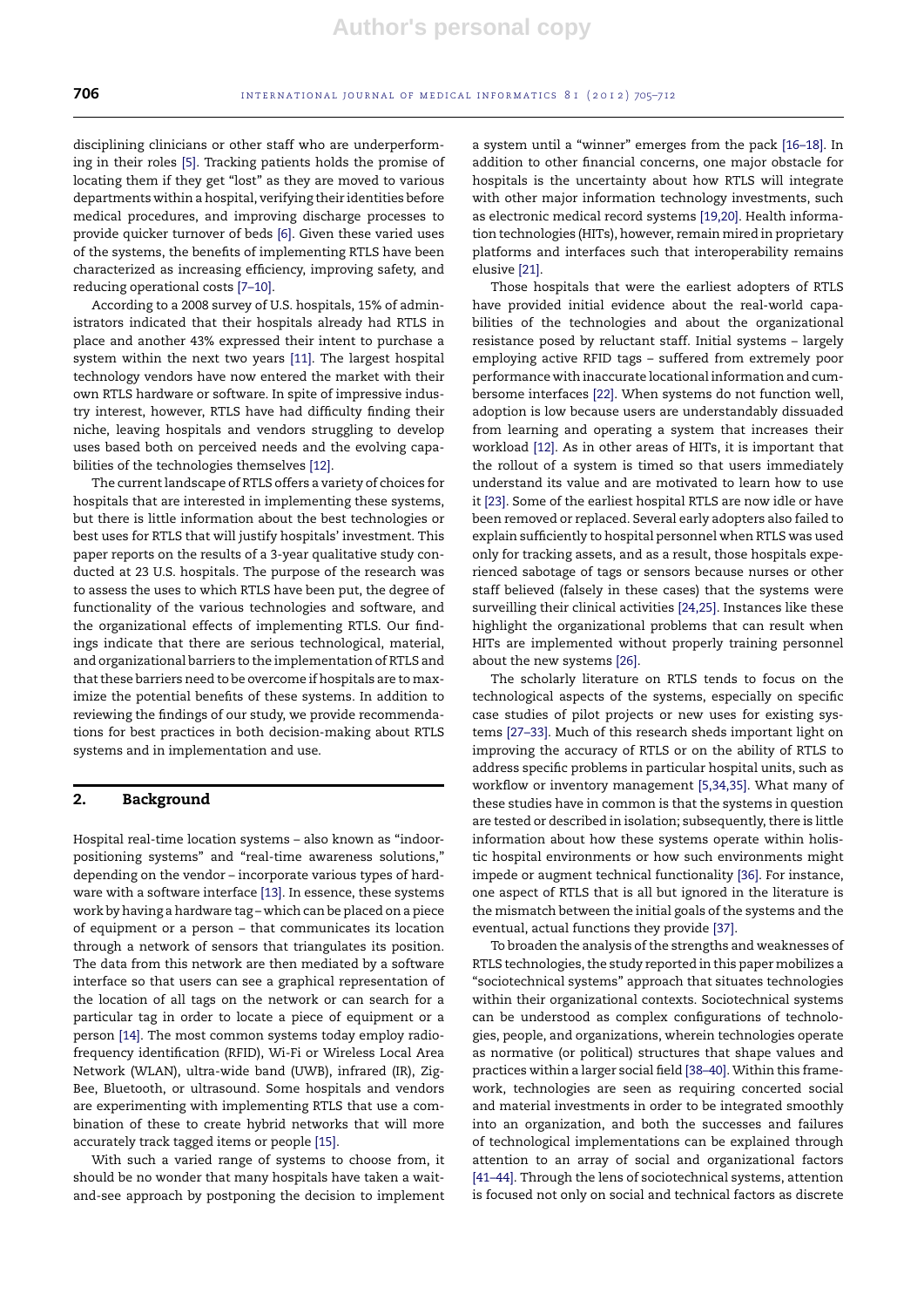disciplining clinicians or other staff who are underperforming in their roles [5]. Tracking patients holds the promise of locating them if they get "lost" as they are moved to various departments within a hospital, verifying their identities before medical procedures, and improving discharge processes to provide quicker turnover of beds [6]. Given these varied uses of the systems, the benefits of implementing RTLS have been characterized as increasing efficiency, improving safety, and reducing operational costs [7–10].

According to a 2008 survey of U.S. hospitals, 15% of administrators indicated that their hospitals already had RTLS in place and another 43% expressed their intent to purchase a system within the next two years [11]. The largest hospital technology vendors have now entered the market with their own RTLS hardware or software. In spite of impressive industry interest, however, RTLS have had difficulty finding their niche, leaving hospitals and vendors struggling to develop uses based both on perceived needs and the evolving capabilities of the technologies themselves [12].

The current landscape of RTLS offers a variety of choices for hospitals that are interested in implementing these systems, but there is little information about the best technologies or best uses for RTLS that will justify hospitals' investment. This paper reports on the results of a 3-year qualitative study conducted at 23 U.S. hospitals. The purpose of the research was to assess the uses to which RTLS have been put, the degree of functionality of the various technologies and software, and the organizational effects of implementing RTLS. Our findings indicate that there are serious technological, material, and organizational barriers to the implementation of RTLS and that these barriers need to be overcome if hospitals are to maximize the potential benefits of these systems. In addition to reviewing the findings of our study, we provide recommendations for best practices in both decision-making about RTLS systems and in implementation and use.

## 2. Background

Hospital real-time location systems – also known as "indoor-positioning systems" and "real-time awareness solutions," depending on the vendor – incorporate various types of hardware with a software interface [13]. In essence, these systems work by having a hardware tag – which can be placed on a piece of equipment or a person – that communicates its location through a network of sensors that triangulates its position. The data from this network are then mediated by a software interface so that users can see a graphical representation of the location of all tags on the network or can search for a particular tag in order to locate a piece of equipment or a person [14]. The most common systems today employ radio-frequency identification (RFID), Wi-Fi or Wireless Local Area Network (WLAN), ultra-wide band (UWB), infrared (IR), ZigBee, Bluetooth, or ultrasound. Some hospitals and vendors are experimenting with implementing RTLS that use a combination of these to create hybrid networks that will more accurately track tagged items or people [15].

With such a varied range of systems to choose from, it should be no wonder that many hospitals have taken a wait-and-see approach by postponing the decision to implement a system until a "winner" emerges from the pack [16–18]. In addition to other financial concerns, one major obstacle for hospitals is the uncertainty about how RTLS will integrate with other major information technology investments, such as electronic medical record systems [19,20]. Health information technologies (HITs), however, remain mired in proprietary platforms and interfaces such that interoperability remains elusive [21].

Those hospitals that were the earliest adopters of RTLS have provided initial evidence about the real-world capabilities of the technologies and about the organizational resistance posed by reluctant staff. Initial systems – largely employing active RFID tags – suffered from extremely poor performance with inaccurate locational information and cumbersome interfaces [22]. When systems do not function well, adoption is low because users are understandably dissuaded from learning and operating a system that increases their workload [12]. As in other areas of HITs, it is important that the rollout of a system is timed so that users immediately understand its value and are motivated to learn how to use it [23]. Some of the earliest hospital RTLS are now idle or have been removed or replaced. Several early adopters also failed to explain sufficiently to hospital personnel when RTLS was used only for tracking assets, and as a result, those hospitals experienced sabotage of tags or sensors because nurses or other staff believed (falsely in these cases) that the systems were surveilling their clinical activities [24,25]. Instances like these highlight the organizational problems that can result when HITs are implemented without properly training personnel about the new systems [26].

The scholarly literature on RTLS tends to focus on the technological aspects of the systems, especially on specific case studies of pilot projects or new uses for existing systems [27–33]. Much of this research sheds important light on improving the accuracy of RTLS or on the ability of RTLS to address specific problems in particular hospital units, such as workflow or inventory management [5,34,35]. What many of these studies have in common is that the systems in question are tested or described in isolation; subsequently, there is little information about how these systems operate within holistic hospital environments or how such environments might impede or augment technical functionality [36]. For instance, one aspect of RTLS that is all but ignored in the literature is the mismatch between the initial goals of the systems and the eventual, actual functions they provide [37].

To broaden the analysis of the strengths and weaknesses of RTLS technologies, the study reported in this paper mobilizes a "sociotechnical systems" approach that situates technologies within their organizational contexts. Sociotechnical systems can be understood as complex configurations of technologies, people, and organizations, wherein technologies operate as normative (or political) structures that shape values and practices within a larger social field [38–40]. Within this framework, technologies are seen as requiring concerted social and material investments in order to be integrated smoothly into an organization, and both the successes and failures of technological implementations can be explained through attention to an array of social and organizational factors [41–44]. Through the lens of sociotechnical systems, attention is focused not only on social and technical factors as discrete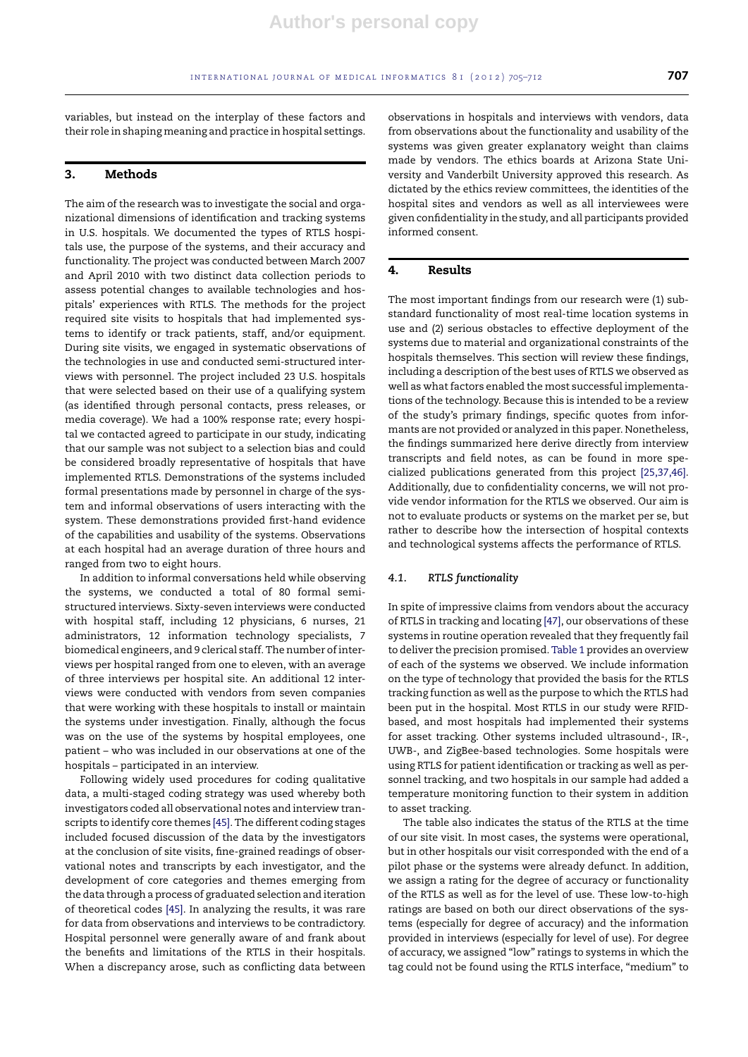variables, but instead on the interplay of these factors and their role in shaping meaning and practice in hospital settings.

## 3. Methods

The aim of the research was to investigate the social and organizational dimensions of identification and tracking systems in U.S. hospitals. We documented the types of RTLS hospitals use, the purpose of the systems, and their accuracy and functionality. The project was conducted between March 2007 and April 2010 with two distinct data collection periods to assess potential changes to available technologies and hospitals' experiences with RTLS. The methods for the project required site visits to hospitals that had implemented systems to identify or track patients, staff, and/or equipment. During site visits, we engaged in systematic observations of the technologies in use and conducted semi-structured interviews with personnel. The project included 23 U.S. hospitals that were selected based on their use of a qualifying system (as identified through personal contacts, press releases, or media coverage). We had a 100% response rate; every hospital we contacted agreed to participate in our study, indicating that our sample was not subject to a selection bias and could be considered broadly representative of hospitals that have implemented RTLS. Demonstrations of the systems included formal presentations made by personnel in charge of the system and informal observations of users interacting with the system. These demonstrations provided first-hand evidence of the capabilities and usability of the systems. Observations at each hospital had an average duration of three hours and ranged from two to eight hours.

In addition to informal conversations held while observing the systems, we conducted a total of 80 formal semi-structured interviews. Sixty-seven interviews were conducted with hospital staff, including 12 physicians, 6 nurses, 21 administrators, 12 information technology specialists, 7 biomedical engineers, and 9 clerical staff. The number of interviews per hospital ranged from one to eleven, with an average of three interviews per hospital site. An additional 12 interviews were conducted with vendors from seven companies that were working with these hospitals to install or maintain the systems under investigation. Finally, although the focus was on the use of the systems by hospital employees, one patient – who was included in our observations at one of the hospitals – participated in an interview.

Following widely used procedures for coding qualitative data, a multi-staged coding strategy was used whereby both investigators coded all observational notes and interview transcripts to identify core themes [45]. The different coding stages included focused discussion of the data by the investigators at the conclusion of site visits, fine-grained readings of observational notes and transcripts by each investigator, and the development of core categories and themes emerging from the data through a process of graduated selection and iteration of theoretical codes [45]. In analyzing the results, it was rare for data from observations and interviews to be contradictory. Hospital personnel were generally aware of and frank about the benefits and limitations of the RTLS in their hospitals. When a discrepancy arose, such as conflicting data between observations in hospitals and interviews with vendors, data from observations about the functionality and usability of the systems was given greater explanatory weight than claims made by vendors. The ethics boards at Arizona State University and Vanderbilt University approved this research. As dictated by the ethics review committees, the identities of the hospital sites and vendors as well as all interviewees were given confidentiality in the study, and all participants provided informed consent.

## 4. Results

The most important findings from our research were (1) substandard functionality of most real-time location systems in use and (2) serious obstacles to effective deployment of the systems due to material and organizational constraints of the hospitals themselves. This section will review these findings, including a description of the best uses of RTLS we observed as well as what factors enabled the most successful implementations of the technology. Because this is intended to be a review of the study's primary findings, specific quotes from informants are not provided or analyzed in this paper. Nonetheless, the findings summarized here derive directly from interview transcripts and field notes, as can be found in more specialized publications generated from this project [25,37,46]. Additionally, due to confidentiality concerns, we will not provide vendor information for the RTLS we observed. Our aim is not to evaluate products or systems on the market per se, but rather to describe how the intersection of hospital contexts and technological systems affects the performance of RTLS.

### 4.1. RTLS functionality

In spite of impressive claims from vendors about the accuracy of RTLS in tracking and locating [47], our observations of these systems in routine operation revealed that they frequently fail to deliver the precision promised. Table 1 provides an overview of each of the systems we observed. We include information on the type of technology that provided the basis for the RTLS tracking function as well as the purpose to which the RTLS had been put in the hospital. Most RTLS in our study were RFID-based, and most hospitals had implemented their systems for asset tracking. Other systems included ultrasound-, IR-, UWB-, and ZigBee-based technologies. Some hospitals were using RTLS for patient identification or tracking as well as personnel tracking, and two hospitals in our sample had added a temperature monitoring function to their system in addition to asset tracking.

The table also indicates the status of the RTLS at the time of our site visit. In most cases, the systems were operational, but in other hospitals our visit corresponded with the end of a pilot phase or the systems were already defunct. In addition, we assign a rating for the degree of accuracy or functionality of the RTLS as well as for the level of use. These low-to-high ratings are based on both our direct observations of the systems (especially for degree of accuracy) and the information provided in interviews (especially for level of use). For degree of accuracy, we assigned "low" ratings to systems in which the tag could not be found using the RTLS interface, "medium" to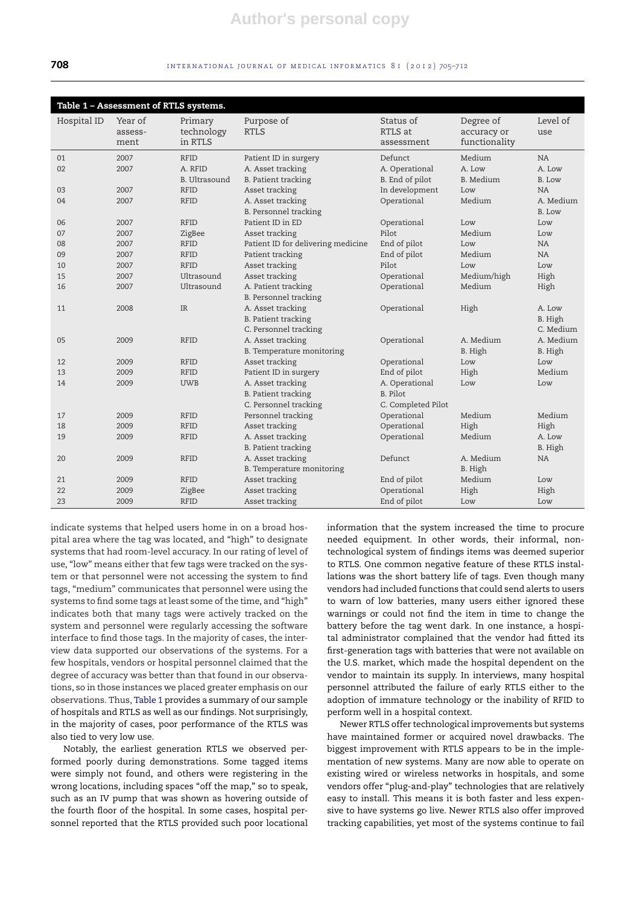**Table 1 – Assessment of RTLS systems.**

| Hospital ID | Year of assessment | Primary technology in RTLS | Purpose of RTLS | Status of RTLS at assessment | Degree of accuracy or functionality | Level of use |
|---|---|---|---|---|---|---|
| 01 | 2007 | RFID | Patient ID in surgery | Defunct | Medium | NA |
| 02 | 2007 | A. RFID<br>B. Ultrasound | A. Asset tracking<br>B. Patient tracking | A. Operational<br>B. End of pilot | A. Low<br>B. Medium | A. Low<br>B. Low |
| 03 | 2007 | RFID | Asset tracking | In development | Low | NA |
| 04 | 2007 | RFID | A. Asset tracking<br>B. Personnel tracking | Operational | Medium | A. Medium<br>B. Low |
| 06 | 2007 | RFID | Patient ID in ED | Operational | Low | Low |
| 07 | 2007 | ZigBee | Asset tracking | Pilot | Medium | Low |
| 08 | 2007 | RFID | Patient ID for delivering medicine | End of pilot | Low | NA |
| 09 | 2007 | RFID | Patient tracking | End of pilot | Medium | NA |
| 10 | 2007 | RFID | Asset tracking | Pilot | Low | Low |
| 15 | 2007 | Ultrasound | Asset tracking | Operational | Medium/high | High |
| 16 | 2007 | Ultrasound | A. Patient tracking<br>B. Personnel tracking | Operational | Medium | High |
| 11 | 2008 | IR | A. Asset tracking<br>B. Patient tracking<br>C. Personnel tracking | Operational | High | A. Low<br>B. High<br>C. Medium |
| 05 | 2009 | RFID | A. Asset tracking<br>B. Temperature monitoring | Operational | A. Medium<br>B. High | A. Medium<br>B. High |
| 12 | 2009 | RFID | Asset tracking | Operational | Low | Low |
| 13 | 2009 | RFID | Patient ID in surgery | End of pilot | High | Medium |
| 14 | 2009 | UWB | A. Asset tracking<br>B. Patient tracking<br>C. Personnel tracking | A. Operational<br>B. Pilot<br>C. Completed Pilot | Low | Low |
| 17 | 2009 | RFID | Personnel tracking | Operational | Medium | Medium |
| 18 | 2009 | RFID | Asset tracking | Operational | High | High |
| 19 | 2009 | RFID | A. Asset tracking<br>B. Patient tracking | Operational | Medium | A. Low<br>B. High |
| 20 | 2009 | RFID | A. Asset tracking<br>B. Temperature monitoring | Defunct | A. Medium<br>B. High | NA |
| 21 | 2009 | RFID | Asset tracking | End of pilot | Medium | Low |
| 22 | 2009 | ZigBee | Asset tracking | Operational | High | High |
| 23 | 2009 | RFID | Asset tracking | End of pilot | Low | Low |

indicate systems that helped users home in on a broad hospital area where the tag was located, and "high" to designate systems that had room-level accuracy. In our rating of level of use, "low" means either that few tags were tracked on the system or that personnel were not accessing the system to find tags, "medium" communicates that personnel were using the systems to find some tags at least some of the time, and "high" indicates both that many tags were actively tracked on the system and personnel were regularly accessing the software interface to find those tags. In the majority of cases, the interview data supported our observations of the systems. For a few hospitals, vendors or hospital personnel claimed that the degree of accuracy was better than that found in our observations, so in those instances we placed greater emphasis on our observations. Thus, Table 1 provides a summary of our sample of hospitals and RTLS as well as our findings. Not surprisingly, in the majority of cases, poor performance of the RTLS was also tied to very low use.

Notably, the earliest generation RTLS we observed performed poorly during demonstrations. Some tagged items were simply not found, and others were registering in the wrong locations, including spaces "off the map," so to speak, such as an IV pump that was shown as hovering outside of the fourth floor of the hospital. In some cases, hospital personnel reported that the RTLS provided such poor locational information that the system increased the time to procure needed equipment. In other words, their informal, non-technological system of findings items was deemed superior to RTLS. One common negative feature of these RTLS installations was the short battery life of tags. Even though many vendors had included functions that could send alerts to users to warn of low batteries, many users either ignored these warnings or could not find the item in time to change the battery before the tag went dark. In one instance, a hospital administrator complained that the vendor had fitted its first-generation tags with batteries that were not available on the U.S. market, which made the hospital dependent on the vendor to maintain its supply. In interviews, many hospital personnel attributed the failure of early RTLS either to the adoption of immature technology or the inability of RFID to perform well in a hospital context.

Newer RTLS offer technological improvements but systems have maintained former or acquired novel drawbacks. The biggest improvement with RTLS appears to be in the implementation of new systems. Many are now able to operate on existing wired or wireless networks in hospitals, and some vendors offer "plug-and-play" technologies that are relatively easy to install. This means it is both faster and less expensive to have systems go live. Newer RTLS also offer improved tracking capabilities, yet most of the systems continue to fail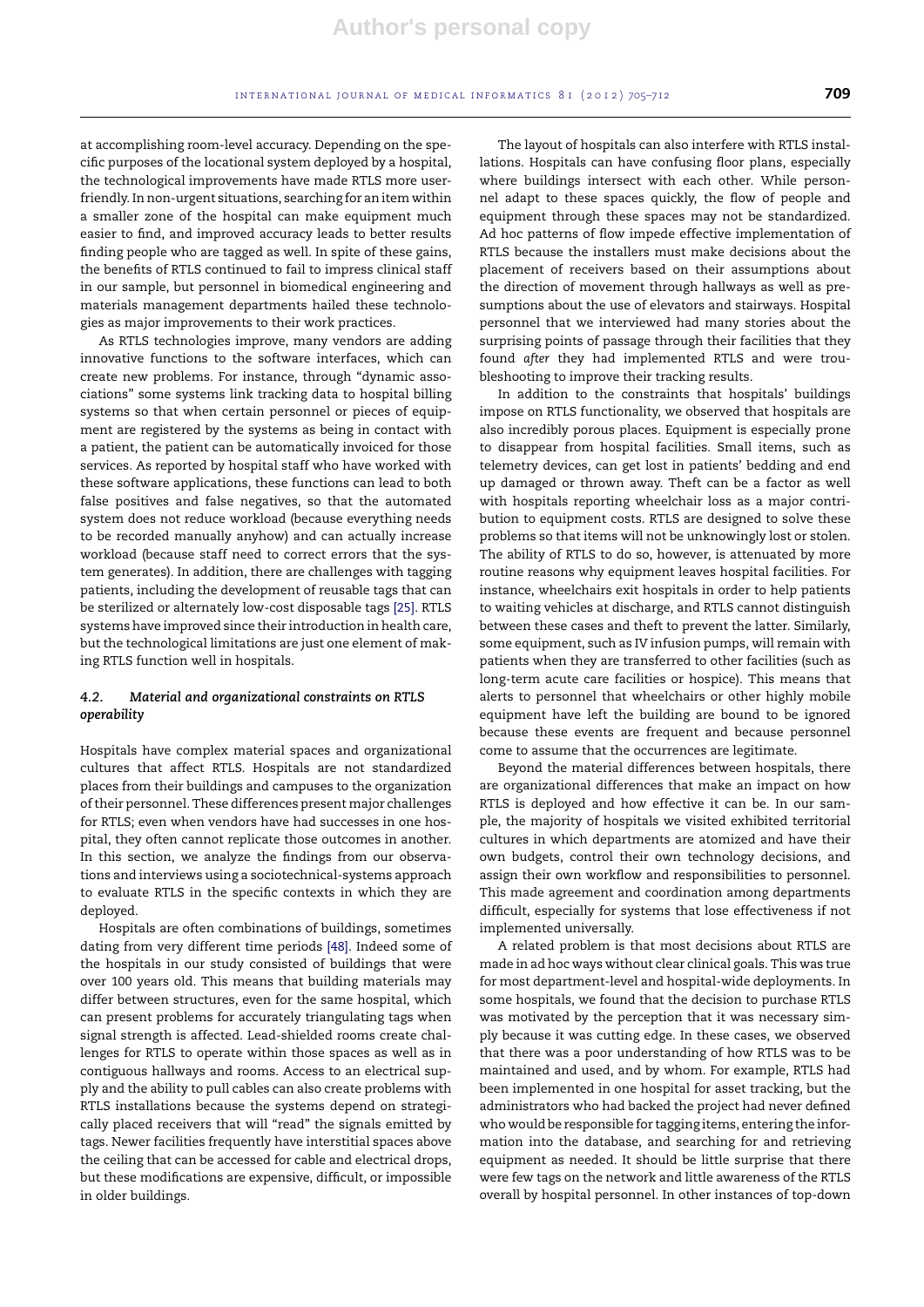at accomplishing room-level accuracy. Depending on the specific purposes of the locational system deployed by a hospital, the technological improvements have made RTLS more user-friendly. In non-urgent situations, searching for an item within a smaller zone of the hospital can make equipment much easier to find, and improved accuracy leads to better results finding people who are tagged as well. In spite of these gains, the benefits of RTLS continued to fail to impress clinical staff in our sample, but personnel in biomedical engineering and materials management departments hailed these technologies as major improvements to their work practices.

As RTLS technologies improve, many vendors are adding innovative functions to the software interfaces, which can create new problems. For instance, through "dynamic associations" some systems link tracking data to hospital billing systems so that when certain personnel or pieces of equipment are registered by the systems as being in contact with a patient, the patient can be automatically invoiced for those services. As reported by hospital staff who have worked with these software applications, these functions can lead to both false positives and false negatives, so that the automated system does not reduce workload (because everything needs to be recorded manually anyhow) and can actually increase workload (because staff need to correct errors that the system generates). In addition, there are challenges with tagging patients, including the development of reusable tags that can be sterilized or alternately low-cost disposable tags [25]. RTLS systems have improved since their introduction in health care, but the technological limitations are just one element of making RTLS function well in hospitals.

### 4.2. *Material and organizational constraints on RTLS operability*

Hospitals have complex material spaces and organizational cultures that affect RTLS. Hospitals are not standardized places from their buildings and campuses to the organization of their personnel. These differences present major challenges for RTLS; even when vendors have had successes in one hospital, they often cannot replicate those outcomes in another. In this section, we analyze the findings from our observations and interviews using a sociotechnical-systems approach to evaluate RTLS in the specific contexts in which they are deployed.

Hospitals are often combinations of buildings, sometimes dating from very different time periods [48]. Indeed some of the hospitals in our study consisted of buildings that were over 100 years old. This means that building materials may differ between structures, even for the same hospital, which can present problems for accurately triangulating tags when signal strength is affected. Lead-shielded rooms create challenges for RTLS to operate within those spaces as well as in contiguous hallways and rooms. Access to an electrical supply and the ability to pull cables can also create problems with RTLS installations because the systems depend on strategically placed receivers that will "read" the signals emitted by tags. Newer facilities frequently have interstitial spaces above the ceiling that can be accessed for cable and electrical drops, but these modifications are expensive, difficult, or impossible in older buildings.

The layout of hospitals can also interfere with RTLS installations. Hospitals can have confusing floor plans, especially where buildings intersect with each other. While personnel adapt to these spaces quickly, the flow of people and equipment through these spaces may not be standardized. Ad hoc patterns of flow impede effective implementation of RTLS because the installers must make decisions about the placement of receivers based on their assumptions about the direction of movement through hallways as well as presumptions about the use of elevators and stairways. Hospital personnel that we interviewed had many stories about the surprising points of passage through their facilities that they found *after* they had implemented RTLS and were troubleshooting to improve their tracking results.

In addition to the constraints that hospitals' buildings impose on RTLS functionality, we observed that hospitals are also incredibly porous places. Equipment is especially prone to disappear from hospital facilities. Small items, such as telemetry devices, can get lost in patients' bedding and end up damaged or thrown away. Theft can be a factor as well with hospitals reporting wheelchair loss as a major contribution to equipment costs. RTLS are designed to solve these problems so that items will not be unknowingly lost or stolen. The ability of RTLS to do so, however, is attenuated by more routine reasons why equipment leaves hospital facilities. For instance, wheelchairs exit hospitals in order to help patients to waiting vehicles at discharge, and RTLS cannot distinguish between these cases and theft to prevent the latter. Similarly, some equipment, such as IV infusion pumps, will remain with patients when they are transferred to other facilities (such as long-term acute care facilities or hospice). This means that alerts to personnel that wheelchairs or other highly mobile equipment have left the building are bound to be ignored because these events are frequent and because personnel come to assume that the occurrences are legitimate.

Beyond the material differences between hospitals, there are organizational differences that make an impact on how RTLS is deployed and how effective it can be. In our sample, the majority of hospitals we visited exhibited territorial cultures in which departments are atomized and have their own budgets, control their own technology decisions, and assign their own workflow and responsibilities to personnel. This made agreement and coordination among departments difficult, especially for systems that lose effectiveness if not implemented universally.

A related problem is that most decisions about RTLS are made in ad hoc ways without clear clinical goals. This was true for most department-level and hospital-wide deployments. In some hospitals, we found that the decision to purchase RTLS was motivated by the perception that it was necessary simply because it was cutting edge. In these cases, we observed that there was a poor understanding of how RTLS was to be maintained and used, and by whom. For example, RTLS had been implemented in one hospital for asset tracking, but the administrators who had backed the project had never defined who would be responsible for tagging items, entering the information into the database, and searching for and retrieving equipment as needed. It should be little surprise that there were few tags on the network and little awareness of the RTLS overall by hospital personnel. In other instances of top-down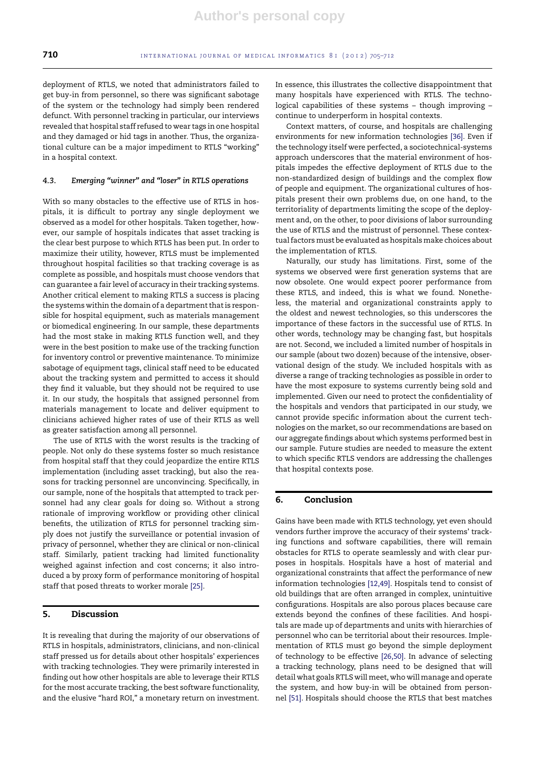deployment of RTLS, we noted that administrators failed to get buy-in from personnel, so there was significant sabotage of the system or the technology had simply been rendered defunct. With personnel tracking in particular, our interviews revealed that hospital staff refused to wear tags in one hospital and they damaged or hid tags in another. Thus, the organizational culture can be a major impediment to RTLS "working" in a hospital context.

### 4.3. Emerging "winner" and "loser" in RTLS operations

With so many obstacles to the effective use of RTLS in hospitals, it is difficult to portray any single deployment we observed as a model for other hospitals. Taken together, however, our sample of hospitals indicates that asset tracking is the clear best purpose to which RTLS has been put. In order to maximize their utility, however, RTLS must be implemented throughout hospital facilities so that tracking coverage is as complete as possible, and hospitals must choose vendors that can guarantee a fair level of accuracy in their tracking systems. Another critical element to making RTLS a success is placing the systems within the domain of a department that is responsible for hospital equipment, such as materials management or biomedical engineering. In our sample, these departments had the most stake in making RTLS function well, and they were in the best position to make use of the tracking function for inventory control or preventive maintenance. To minimize sabotage of equipment tags, clinical staff need to be educated about the tracking system and permitted to access it should they find it valuable, but they should not be required to use it. In our study, the hospitals that assigned personnel from materials management to locate and deliver equipment to clinicians achieved higher rates of use of their RTLS as well as greater satisfaction among all personnel.

The use of RTLS with the worst results is the tracking of people. Not only do these systems foster so much resistance from hospital staff that they could jeopardize the entire RTLS implementation (including asset tracking), but also the reasons for tracking personnel are unconvincing. Specifically, in our sample, none of the hospitals that attempted to track personnel had any clear goals for doing so. Without a strong rationale of improving workflow or providing other clinical benefits, the utilization of RTLS for personnel tracking simply does not justify the surveillance or potential invasion of privacy of personnel, whether they are clinical or non-clinical staff. Similarly, patient tracking had limited functionality weighed against infection and cost concerns; it also introduced a by proxy form of performance monitoring of hospital staff that posed threats to worker morale [25].

## 5. Discussion

It is revealing that during the majority of our observations of RTLS in hospitals, administrators, clinicians, and non-clinical staff pressed us for details about other hospitals' experiences with tracking technologies. They were primarily interested in finding out how other hospitals are able to leverage their RTLS for the most accurate tracking, the best software functionality, and the elusive "hard ROI," a monetary return on investment. In essence, this illustrates the collective disappointment that many hospitals have experienced with RTLS. The technological capabilities of these systems – though improving – continue to underperform in hospital contexts.

Context matters, of course, and hospitals are challenging environments for new information technologies [36]. Even if the technology itself were perfected, a sociotechnical-systems approach underscores that the material environment of hospitals impedes the effective deployment of RTLS due to the non-standardized design of buildings and the complex flow of people and equipment. The organizational cultures of hospitals present their own problems due, on one hand, to the territoriality of departments limiting the scope of the deployment and, on the other, to poor divisions of labor surrounding the use of RTLS and the mistrust of personnel. These contextual factors must be evaluated as hospitals make choices about the implementation of RTLS.

Naturally, our study has limitations. First, some of the systems we observed were first generation systems that are now obsolete. One would expect poorer performance from these RTLS, and indeed, this is what we found. Nonetheless, the material and organizational constraints apply to the oldest and newest technologies, so this underscores the importance of these factors in the successful use of RTLS. In other words, technology may be changing fast, but hospitals are not. Second, we included a limited number of hospitals in our sample (about two dozen) because of the intensive, observational design of the study. We included hospitals with as diverse a range of tracking technologies as possible in order to have the most exposure to systems currently being sold and implemented. Given our need to protect the confidentiality of the hospitals and vendors that participated in our study, we cannot provide specific information about the current technologies on the market, so our recommendations are based on our aggregate findings about which systems performed best in our sample. Future studies are needed to measure the extent to which specific RTLS vendors are addressing the challenges that hospital contexts pose.

## 6. Conclusion

Gains have been made with RTLS technology, yet even should vendors further improve the accuracy of their systems' tracking functions and software capabilities, there will remain obstacles for RTLS to operate seamlessly and with clear purposes in hospitals. Hospitals have a host of material and organizational constraints that affect the performance of new information technologies [12,49]. Hospitals tend to consist of old buildings that are often arranged in complex, unintuitive configurations. Hospitals are also porous places because care extends beyond the confines of these facilities. And hospitals are made up of departments and units with hierarchies of personnel who can be territorial about their resources. Implementation of RTLS must go beyond the simple deployment of technology to be effective [26,50]. In advance of selecting a tracking technology, plans need to be designed that will detail what goals RTLS will meet, who will manage and operate the system, and how buy-in will be obtained from personnel [51]. Hospitals should choose the RTLS that best matches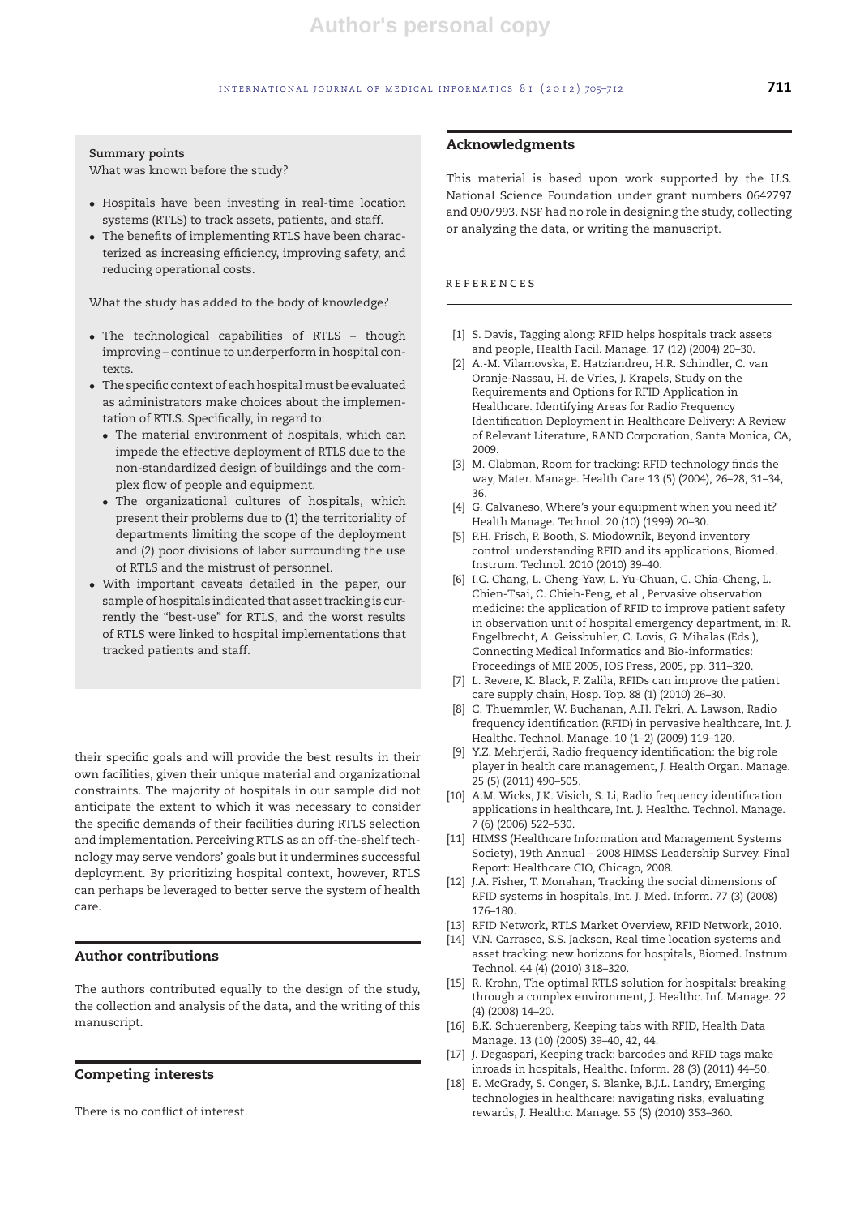**Summary points**

What was known before the study?

- Hospitals have been investing in real-time location systems (RTLS) to track assets, patients, and staff.
- The benefits of implementing RTLS have been characterized as increasing efficiency, improving safety, and reducing operational costs.

What the study has added to the body of knowledge?

- The technological capabilities of RTLS – though improving – continue to underperform in hospital contexts.
- The specific context of each hospital must be evaluated as administrators make choices about the implementation of RTLS. Specifically, in regard to:
  - The material environment of hospitals, which can impede the effective deployment of RTLS due to the non-standardized design of buildings and the complex flow of people and equipment.
  - The organizational cultures of hospitals, which present their problems due to (1) the territoriality of departments limiting the scope of the deployment and (2) poor divisions of labor surrounding the use of RTLS and the mistrust of personnel.
- With important caveats detailed in the paper, our sample of hospitals indicated that asset tracking is currently the "best-use" for RTLS, and the worst results of RTLS were linked to hospital implementations that tracked patients and staff.

their specific goals and will provide the best results in their own facilities, given their unique material and organizational constraints. The majority of hospitals in our sample did not anticipate the extent to which it was necessary to consider the specific demands of their facilities during RTLS selection and implementation. Perceiving RTLS as an off-the-shelf technology may serve vendors' goals but it undermines successful deployment. By prioritizing hospital context, however, RTLS can perhaps be leveraged to better serve the system of health care.

## Author contributions

The authors contributed equally to the design of the study, the collection and analysis of the data, and the writing of this manuscript.

## Competing interests

There is no conflict of interest.

## Acknowledgments

This material is based upon work supported by the U.S. National Science Foundation under grant numbers 0642797 and 0907993. NSF had no role in designing the study, collecting or analyzing the data, or writing the manuscript.

## References

[1] S. Davis, Tagging along: RFID helps hospitals track assets and people, Health Facil. Manage. 17 (12) (2004) 20–30.

[2] A.-M. Vilamovska, E. Hatziandreu, H.R. Schindler, C. van Oranje-Nassau, H. de Vries, J. Krapels, Study on the Requirements and Options for RFID Application in Healthcare. Identifying Areas for Radio Frequency Identification Deployment in Healthcare Delivery: A Review of Relevant Literature, RAND Corporation, Santa Monica, CA, 2009.

[3] M. Glabman, Room for tracking: RFID technology finds the way, Mater. Manage. Health Care 13 (5) (2004), 26–28, 31–34, 36.

[4] G. Calvaneso, Where's your equipment when you need it? Health Manage. Technol. 20 (10) (1999) 20–30.

[5] P.H. Frisch, P. Booth, S. Miodownik, Beyond inventory control: understanding RFID and its applications, Biomed. Instrum. Technol. 2010 (2010) 39–40.

[6] I.C. Chang, L. Cheng-Yaw, L. Yu-Chuan, C. Chia-Cheng, L. Chien-Tsai, C. Chieh-Feng, et al., Pervasive observation medicine: the application of RFID to improve patient safety in observation unit of hospital emergency department, in: R. Engelbrecht, A. Geissbuhler, C. Lovis, G. Mihalas (Eds.), Connecting Medical Informatics and Bio-informatics: Proceedings of MIE 2005, IOS Press, 2005, pp. 311–320.

[7] L. Revere, K. Black, F. Zalila, RFIDs can improve the patient care supply chain, Hosp. Top. 88 (1) (2010) 26–30.

[8] C. Thuemmler, W. Buchanan, A.H. Fekri, A. Lawson, Radio frequency identification (RFID) in pervasive healthcare, Int. J. Healthc. Technol. Manage. 10 (1–2) (2009) 119–120.

[9] Y.Z. Mehrjerdi, Radio frequency identification: the big role player in health care management, J. Health Organ. Manage. 25 (5) (2011) 490–505.

[10] A.M. Wicks, J.K. Visich, S. Li, Radio frequency identification applications in healthcare, Int. J. Healthc. Technol. Manage. 7 (6) (2006) 522–530.

[11] HIMSS (Healthcare Information and Management Systems Society), 19th Annual – 2008 HIMSS Leadership Survey. Final Report: Healthcare CIO, Chicago, 2008.

[12] J.A. Fisher, T. Monahan, Tracking the social dimensions of RFID systems in hospitals, Int. J. Med. Inform. 77 (3) (2008) 176–180.

[13] RFID Network, RTLS Market Overview, RFID Network, 2010.

[14] V.N. Carrasco, S.S. Jackson, Real time location systems and asset tracking: new horizons for hospitals, Biomed. Instrum. Technol. 44 (4) (2010) 318–320.

[15] R. Krohn, The optimal RTLS solution for hospitals: breaking through a complex environment, J. Healthc. Inf. Manage. 22 (4) (2008) 14–20.

[16] B.K. Schuerenberg, Keeping tabs with RFID, Health Data Manage. 13 (10) (2005) 39–40, 42, 44.

[17] J. Degaspari, Keeping track: barcodes and RFID tags make inroads in hospitals, Healthc. Inform. 28 (3) (2011) 44–50.

[18] E. McGrady, S. Conger, S. Blanke, B.J.L. Landry, Emerging technologies in healthcare: navigating risks, evaluating rewards, J. Healthc. Manage. 55 (5) (2010) 353–360.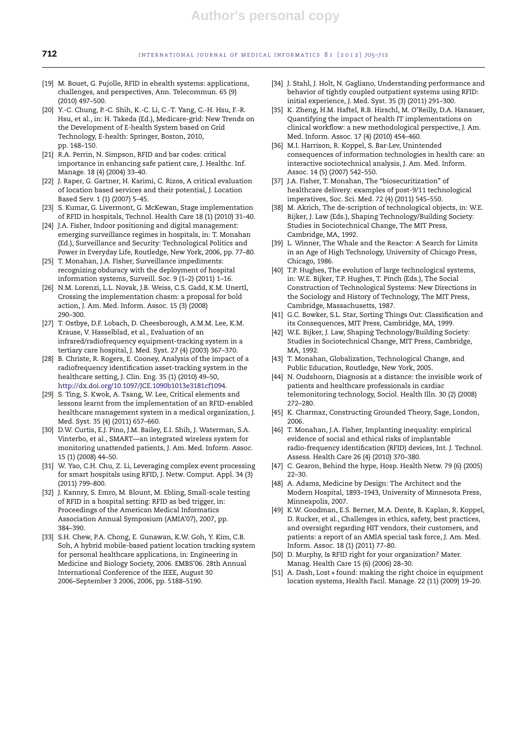- [19] M. Bouet, G. Pujolle, RFID in ehealth systems: applications, challenges, and perspectives, Ann. Telecommun. 65 (9) (2010) 497–500.
- [20] Y.-C. Chung, P.-C. Shih, K.-C. Li, C.-T. Yang, C.-H. Hsu, F.-R. Hsu, et al., in: H. Takeda (Ed.), Medicare-grid: New Trends on the Development of E-health System based on Grid Technology, E-health: Springer, Boston, 2010, pp. 148–150.
- [21] R.A. Perrin, N. Simpson, RFID and bar codes: critical importance in enhancing safe patient care, J. Healthc. Inf. Manage. 18 (4) (2004) 33–40.
- [22] J. Raper, G. Gartner, H. Karimi, C. Rizos, A critical evaluation of location based services and their potential, J. Location Based Serv. 1 (1) (2007) 5–45.
- [23] S. Kumar, G. Livermont, G. McKewan, Stage implementation of RFID in hospitals, Technol. Health Care 18 (1) (2010) 31–40.
- [24] J.A. Fisher, Indoor positioning and digital management: emerging surveillance regimes in hospitals, in: T. Monahan (Ed.), Surveillance and Security: Technological Politics and Power in Everyday Life, Routledge, New York, 2006, pp. 77–80.
- [25] T. Monahan, J.A. Fisher, Surveillance impediments: recognizing obduracy with the deployment of hospital information systems, Surveill. Soc. 9 (1–2) (2011) 1–16.
- [26] N.M. Lorenzi, L.L. Novak, J.B. Weiss, C.S. Gadd, K.M. Unertl, Crossing the implementation chasm: a proposal for bold action, J. Am. Med. Inform. Assoc. 15 (3) (2008) 290–300.
- [27] T. Ostbye, D.F. Lobach, D. Cheesborough, A.M.M. Lee, K.M. Krause, V. Hasselblad, et al., Evaluation of an infrared/radiofrequency equipment-tracking system in a tertiary care hospital, J. Med. Syst. 27 (4) (2003) 367–370.
- [28] B. Christe, R. Rogers, E. Cooney, Analysis of the impact of a radiofrequency identification asset-tracking system in the healthcare setting, J. Clin. Eng. 35 (1) (2010) 49–50, http://dx.doi.org/10.1097/JCE.1090b1013e3181cf1094.
- [29] S. Ting, S. Kwok, A. Tsang, W. Lee, Critical elements and lessons learnt from the implementation of an RFID-enabled healthcare management system in a medical organization, J. Med. Syst. 35 (4) (2011) 657–660.
- [30] D.W. Curtis, E.J. Pino, J.M. Bailey, E.I. Shih, J. Waterman, S.A. Vinterbo, et al., SMART—an integrated wireless system for monitoring unattended patients, J. Am. Med. Inform. Assoc. 15 (1) (2008) 44–50.
- [31] W. Yao, C.H. Chu, Z. Li, Leveraging complex event processing for smart hospitals using RFID, J. Netw. Comput. Appl. 34 (3) (2011) 799–800.
- [32] J. Kannry, S. Emro, M. Blount, M. Ebling, Small-scale testing of RFID in a hospital setting: RFID as bed trigger, in: Proceedings of the American Medical Informatics Association Annual Symposium (AMIA'07), 2007, pp. 384–390.
- [33] S.H. Chew, P.A. Chong, E. Gunawan, K.W. Goh, Y. Kim, C.B. Soh, A hybrid mobile-based patient location tracking system for personal healthcare applications, in: Engineering in Medicine and Biology Society, 2006. EMBS'06. 28th Annual International Conference of the IEEE, August 30 2006–September 3 2006, 2006, pp. 5188–5190.
- [34] J. Stahl, J. Holt, N. Gagliano, Understanding performance and behavior of tightly coupled outpatient systems using RFID: initial experience, J. Med. Syst. 35 (3) (2011) 291–300.
- [35] K. Zheng, H.M. Haftel, R.B. Hirschl, M. O'Reilly, D.A. Hanauer, Quantifying the impact of health IT implementations on clinical workflow: a new methodological perspective, J. Am. Med. Inform. Assoc. 17 (4) (2010) 454–460.
- [36] M.I. Harrison, R. Koppel, S. Bar-Lev, Unintended consequences of information technologies in health care: an interactive sociotechnical analysis, J. Am. Med. Inform. Assoc. 14 (5) (2007) 542–550.
- [37] J.A. Fisher, T. Monahan, The "biosecuritization" of healthcare delivery: examples of post-9/11 technological imperatives, Soc. Sci. Med. 72 (4) (2011) 545–550.
- [38] M. Akrich, The de-scription of technological objects, in: W.E. Bijker, J. Law (Eds.), Shaping Technology/Building Society: Studies in Sociotechnical Change, The MIT Press, Cambridge, MA, 1992.
- [39] L. Winner, The Whale and the Reactor: A Search for Limits in an Age of High Technology, University of Chicago Press, Chicago, 1986.
- [40] T.P. Hughes, The evolution of large technological systems, in: W.E. Bijker, T.P. Hughes, T. Pinch (Eds.), The Social Construction of Technological Systems: New Directions in the Sociology and History of Technology, The MIT Press, Cambridge, Massachusetts, 1987.
- [41] G.C. Bowker, S.L. Star, Sorting Things Out: Classification and its Consequences, MIT Press, Cambridge, MA, 1999.
- [42] W.E. Bijker, J. Law, Shaping Technology/Building Society: Studies in Sociotechnical Change, MIT Press, Cambridge, MA, 1992.
- [43] T. Monahan, Globalization, Technological Change, and Public Education, Routledge, New York, 2005.
- [44] N. Oudshoorn, Diagnosis at a distance: the invisible work of patients and healthcare professionals in cardiac telemonitoring technology, Sociol. Health Illn. 30 (2) (2008) 272–280.
- [45] K. Charmaz, Constructing Grounded Theory, Sage, London, 2006.
- [46] T. Monahan, J.A. Fisher, Implanting inequality: empirical evidence of social and ethical risks of implantable radio-frequency identification (RFID) devices, Int. J. Technol. Assess. Health Care 26 (4) (2010) 370–380.
- [47] C. Gearon, Behind the hype, Hosp. Health Netw. 79 (6) (2005) 22–30.
- [48] A. Adams, Medicine by Design: The Architect and the Modern Hospital, 1893–1943, University of Minnesota Press, Minneapolis, 2007.
- [49] K.W. Goodman, E.S. Berner, M.A. Dente, B. Kaplan, R. Koppel, D. Rucker, et al., Challenges in ethics, safety, best practices, and oversight regarding HIT vendors, their customers, and patients: a report of an AMIA special task force, J. Am. Med. Inform. Assoc. 18 (1) (2011) 77–80.
- [50] D. Murphy, Is RFID right for your organization? Mater. Manag. Health Care 15 (6) (2006) 28–30.
- [51] A. Dash, Lost + found: making the right choice in equipment location systems, Health Facil. Manage. 22 (11) (2009) 19–20.